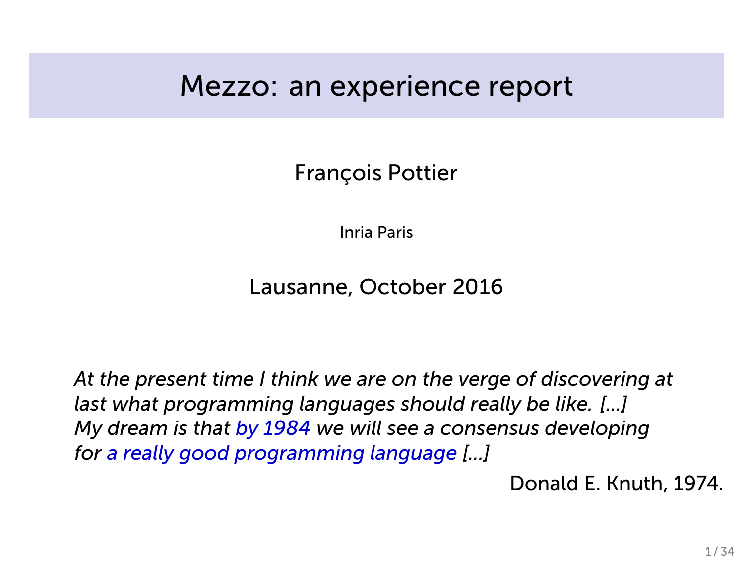# Mezzo: an experience report

François Pottier

Inria Paris

Lausanne, October 2016

*At the present time I think we are on the verge of discovering at last what programming languages should really be like. [...] My dream is that by 1984 we will see a consensus developing for a really good programming language [...]*

Donald E. Knuth, 1974.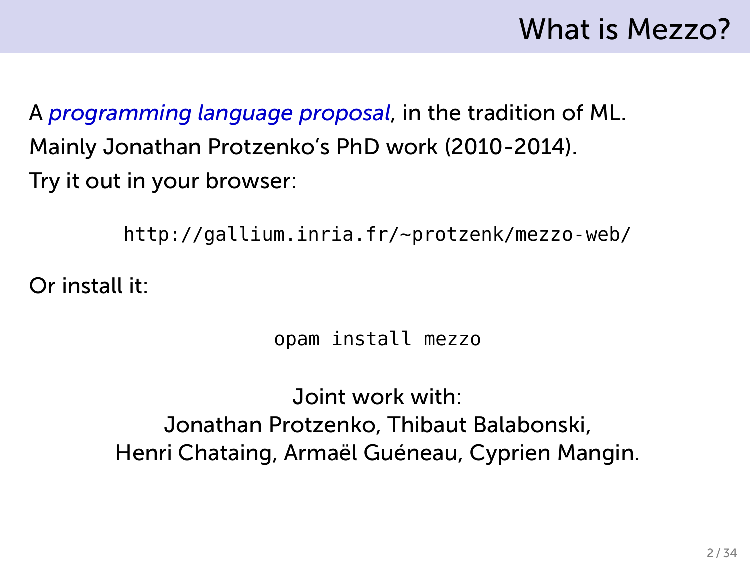# What is Mezzo?

A *programming language proposal*, in the tradition of ML.

Mainly Jonathan Protzenko's PhD work (2010-2014).

Try it out in your browser:

```
http://gallium.inria.fr/~protzenk/mezzo-web/
```

Or install it:

```
opam install mezzo
```

Joint work with:
Jonathan Protzenko, Thibaut Balabonski,
Henri Chataing, Armaël Guéneau, Cyprien Mangin.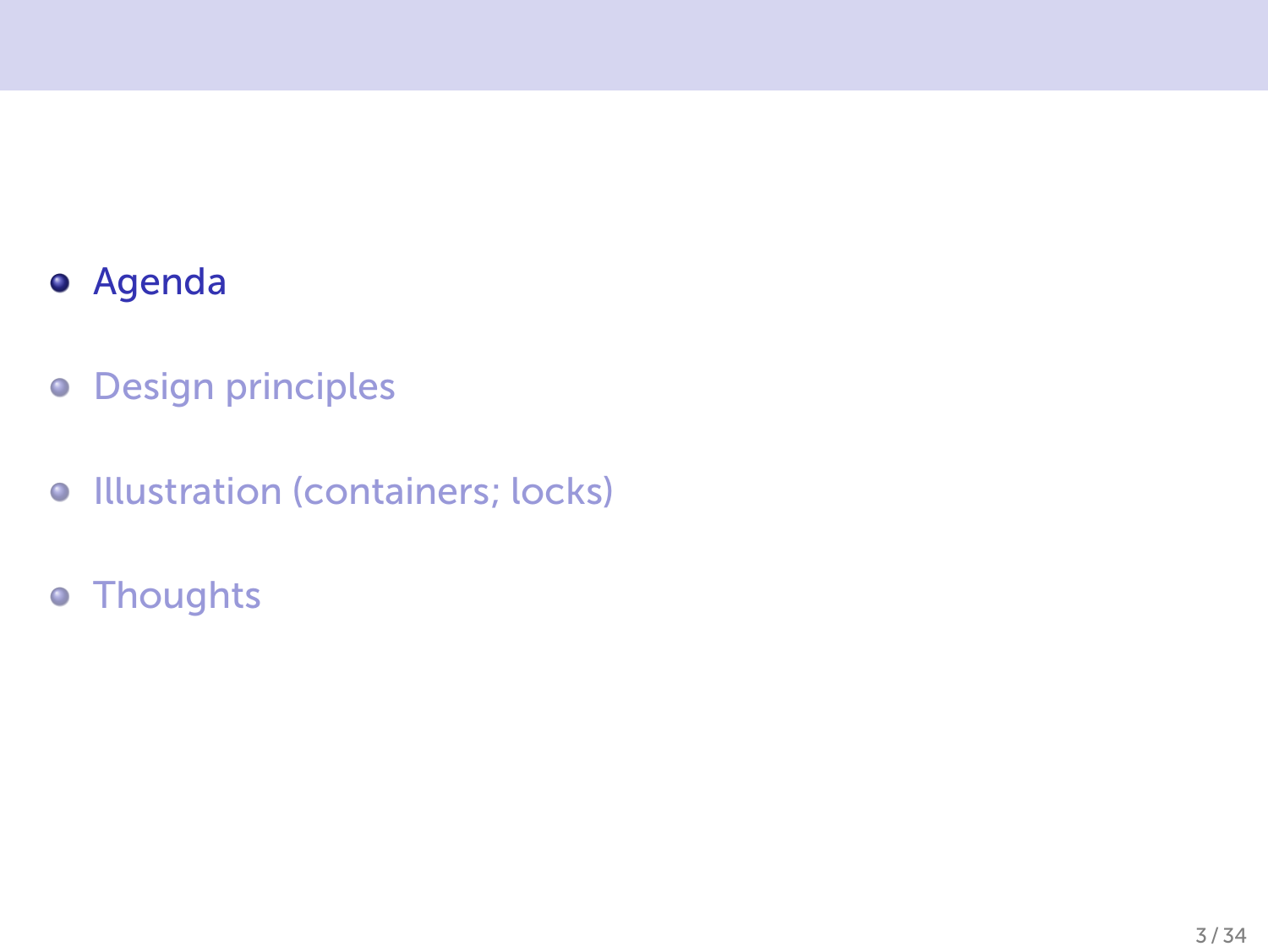- Agenda
- Design principles
- Illustration (containers; locks)
- Thoughts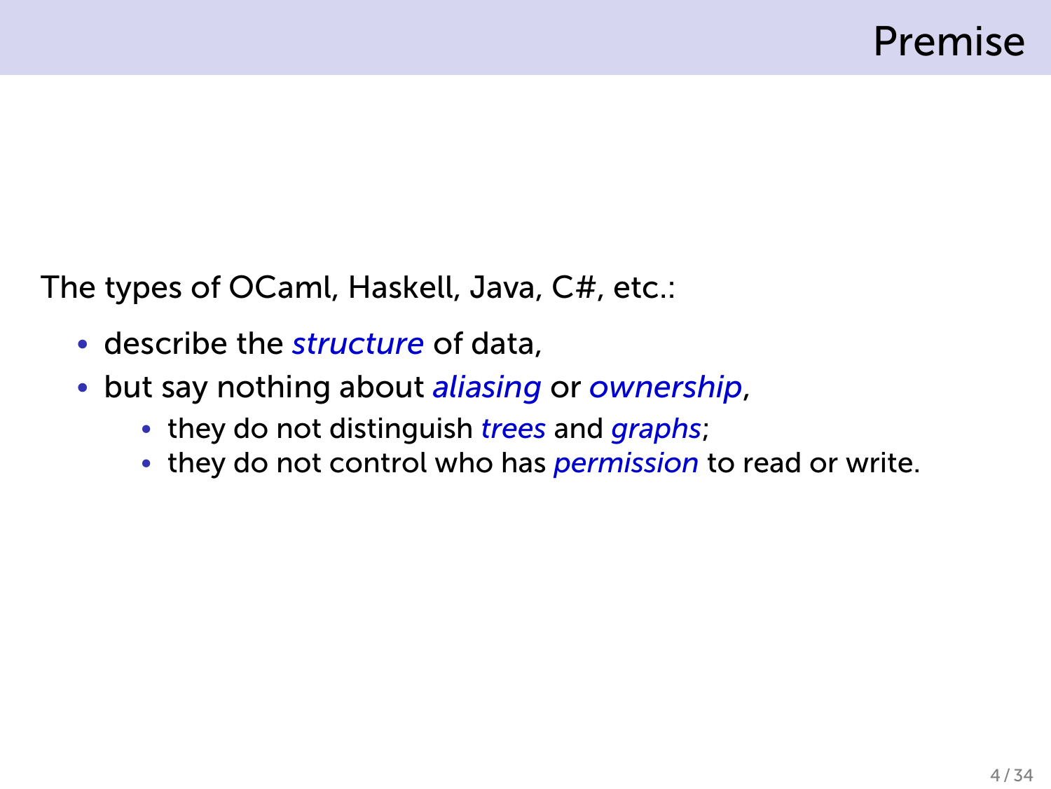# Premise

The types of OCaml, Haskell, Java, C#, etc.:

- describe the *structure* of data,
- but say nothing about *aliasing* or *ownership*,
  - they do not distinguish *trees* and *graphs*;
  - they do not control who has *permission* to read or write.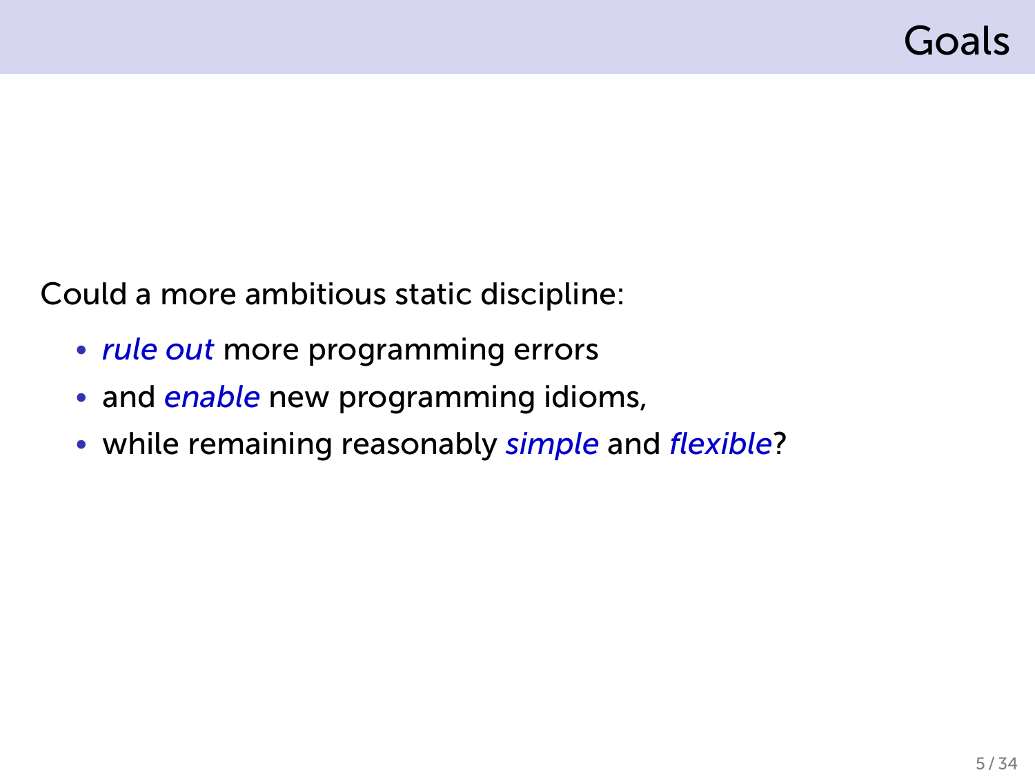# Goals

Could a more ambitious static discipline:

- *rule out* more programming errors
- and *enable* new programming idioms,
- while remaining reasonably *simple* and *flexible*?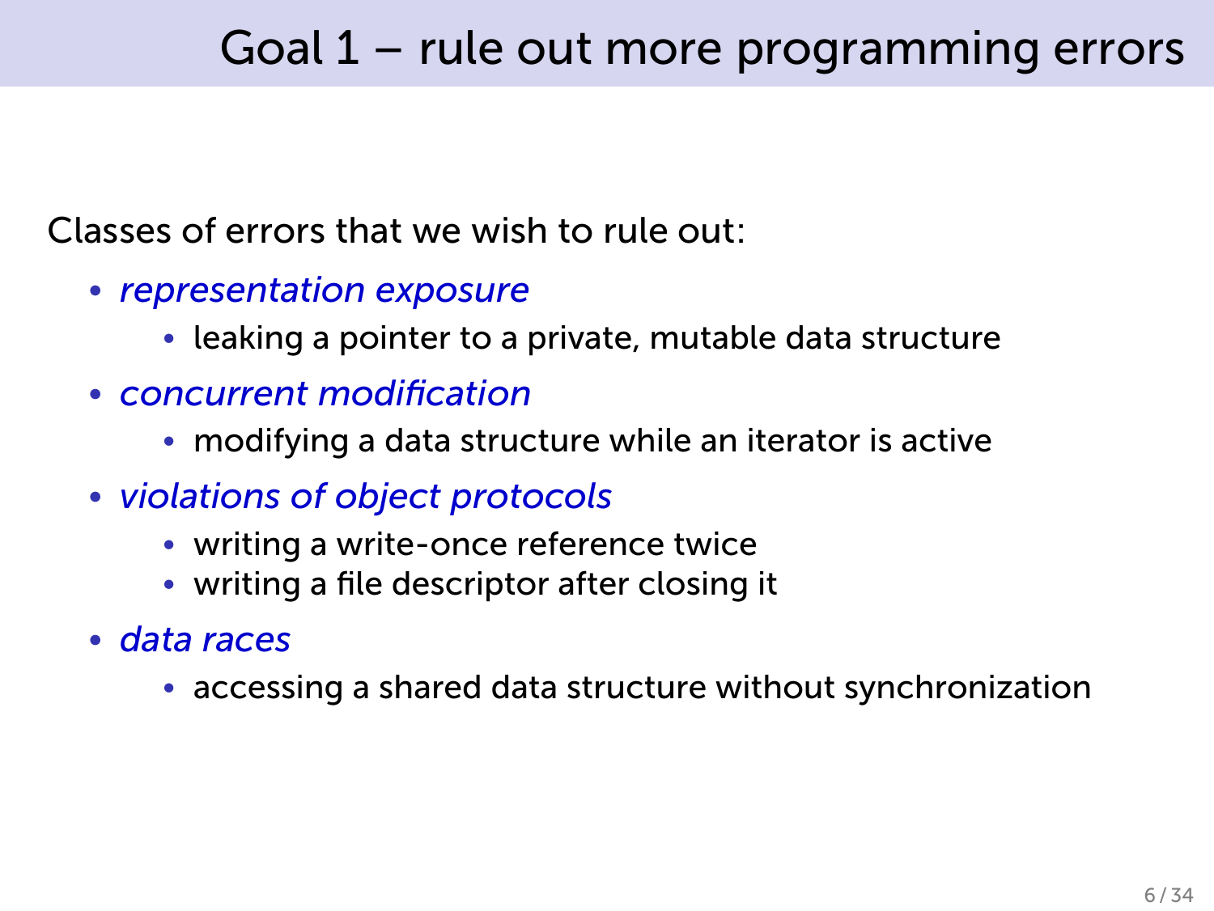# Goal 1 – rule out more programming errors

Classes of errors that we wish to rule out:

- *representation exposure*
  - leaking a pointer to a private, mutable data structure
- *concurrent modification*
  - modifying a data structure while an iterator is active
- *violations of object protocols*
  - writing a write-once reference twice
  - writing a file descriptor after closing it
- *data races*
  - accessing a shared data structure without synchronization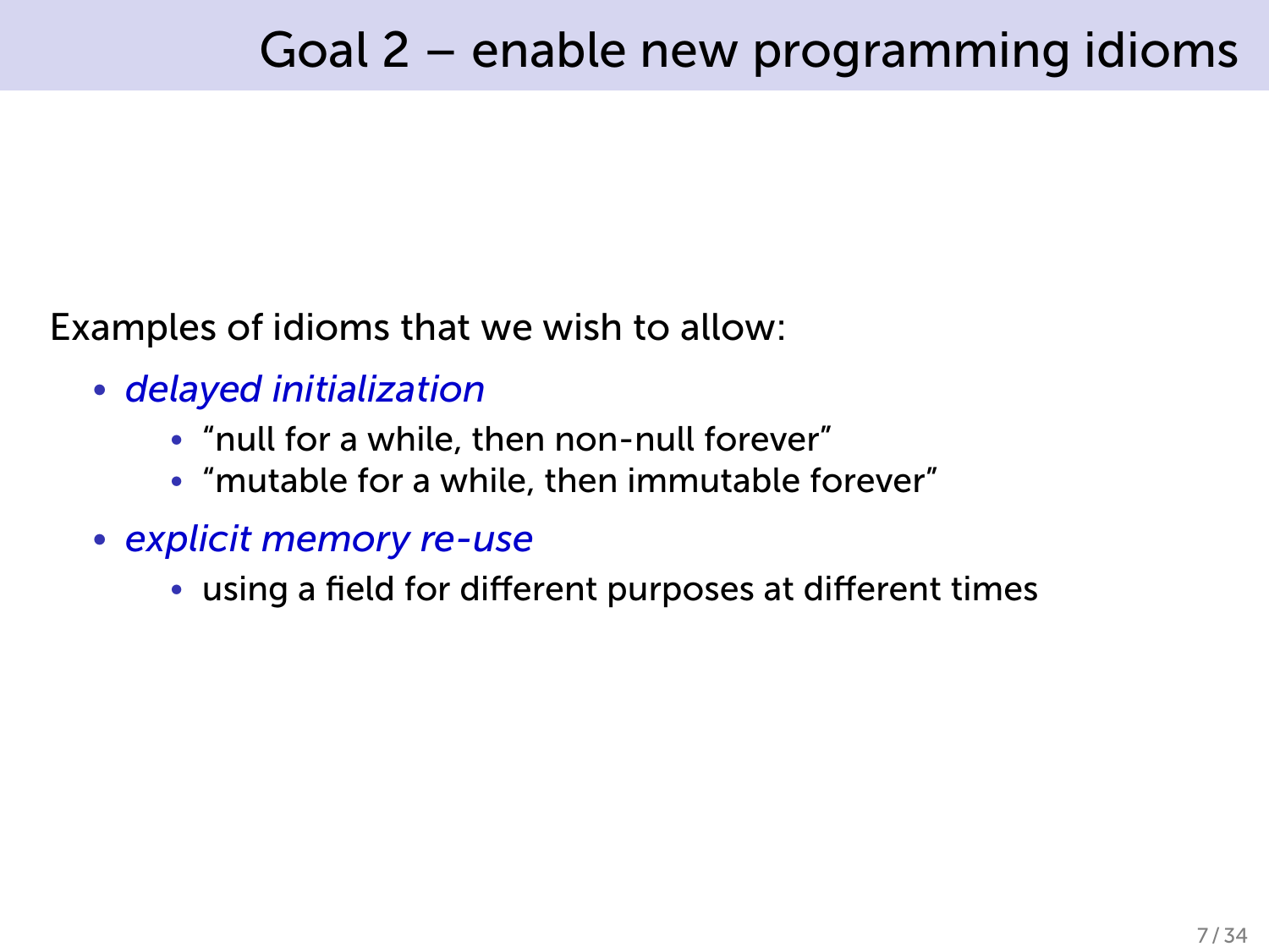# Goal 2 – enable new programming idioms

Examples of idioms that we wish to allow:

- *delayed initialization*
  - “null for a while, then non-null forever”
  - “mutable for a while, then immutable forever”
- *explicit memory re-use*
  - using a field for different purposes at different times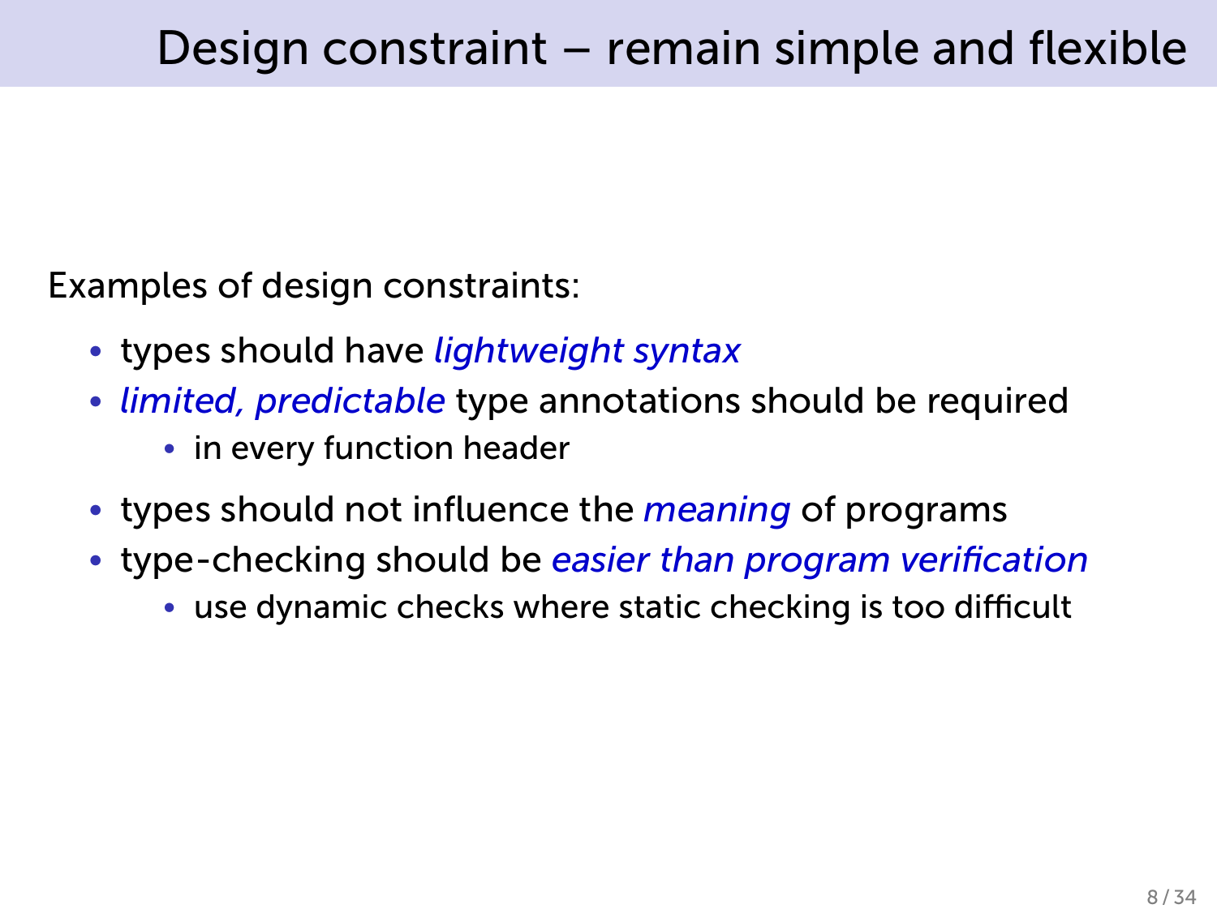# Design constraint – remain simple and flexible

Examples of design constraints:

- types should have *lightweight syntax*
- *limited, predictable* type annotations should be required
  - in every function header
- types should not influence the *meaning* of programs
- type-checking should be *easier than program verification*
  - use dynamic checks where static checking is too difficult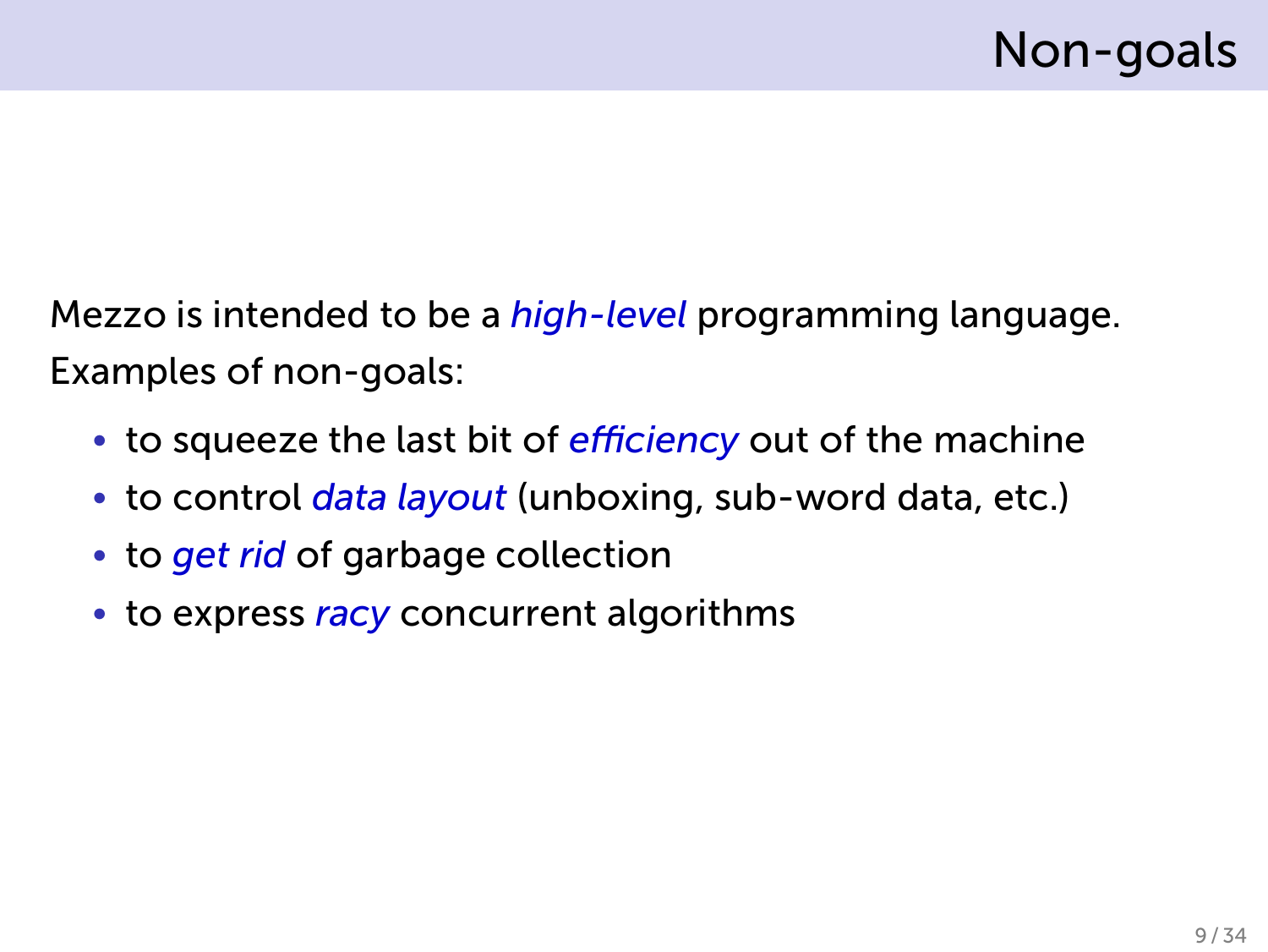# Non-goals

Mezzo is intended to be a *high-level* programming language.

Examples of non-goals:

- to squeeze the last bit of *efficiency* out of the machine
- to control *data layout* (unboxing, sub-word data, etc.)
- to *get rid* of garbage collection
- to express *racy* concurrent algorithms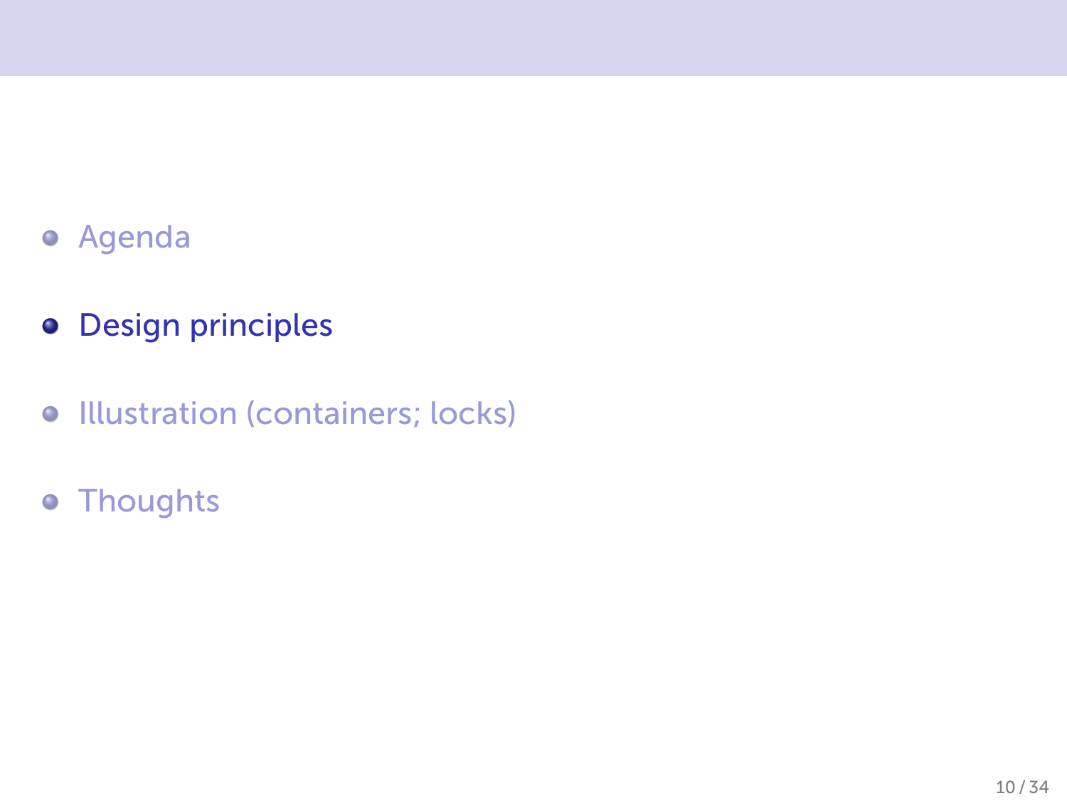- Agenda
- **Design principles**
- Illustration (containers; locks)
- Thoughts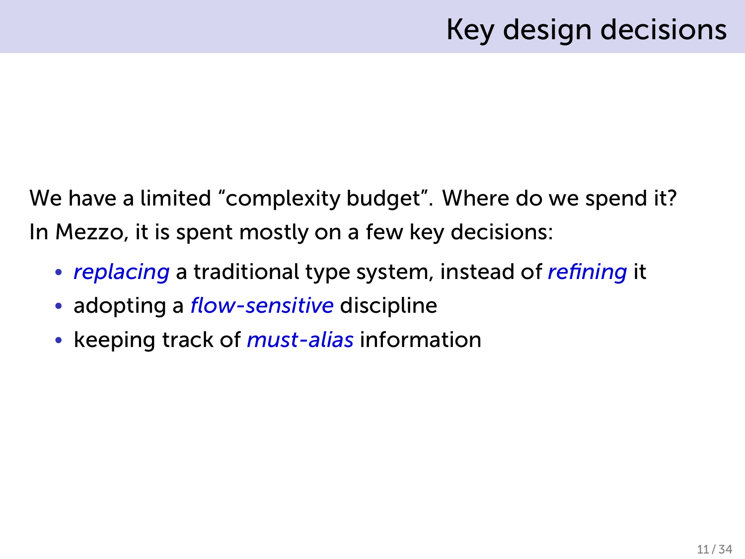# Key design decisions

We have a limited “complexity budget”. Where do we spend it?

In Mezzo, it is spent mostly on a few key decisions:

- *replacing* a traditional type system, instead of *refining* it
- adopting a *flow-sensitive* discipline
- keeping track of *must-alias* information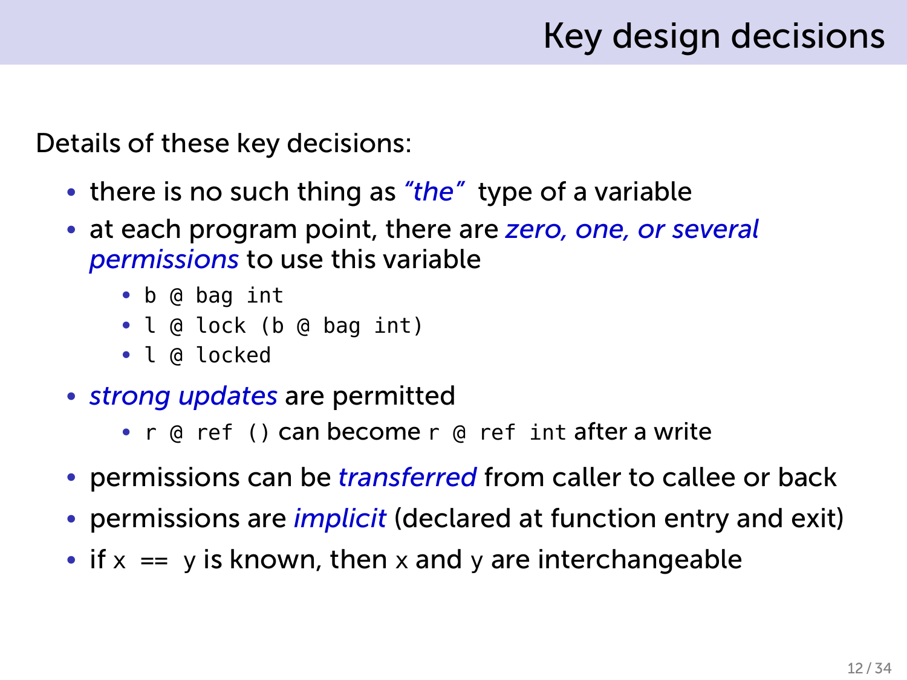# Key design decisions

Details of these key decisions:

- there is no such thing as *"the"* type of a variable
- at each program point, there are *zero, one, or several permissions* to use this variable
  - `b @ bag int`
  - `l @ lock (b @ bag int)`
  - `l @ locked`
- *strong updates* are permitted
  - `r @ ref ()` can become `r @ ref int` after a write
- permissions can be *transferred* from caller to callee or back
- permissions are *implicit* (declared at function entry and exit)
- if `x == y` is known, then `x` and `y` are interchangeable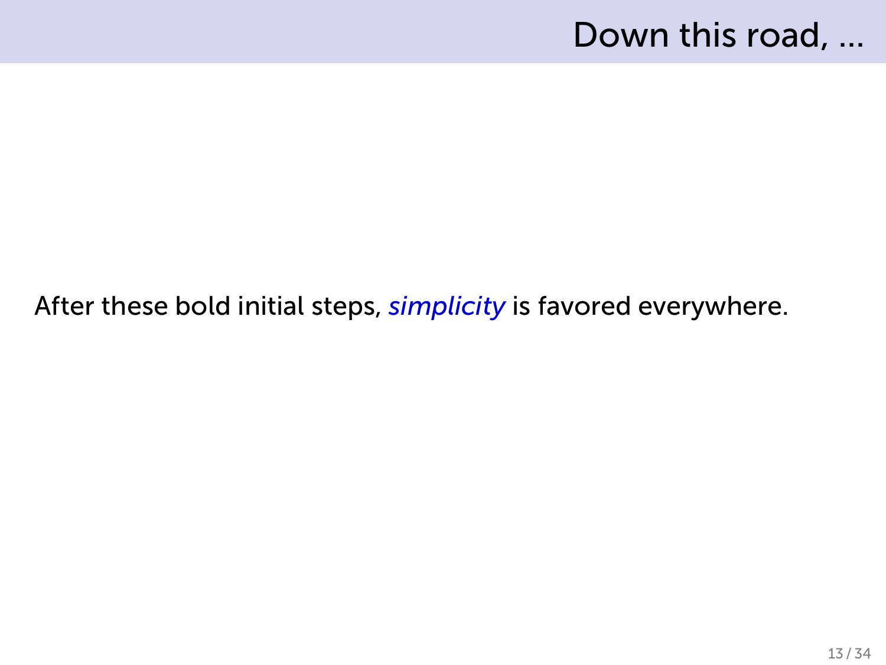# Down this road, ...

After these bold initial steps, *simplicity* is favored everywhere.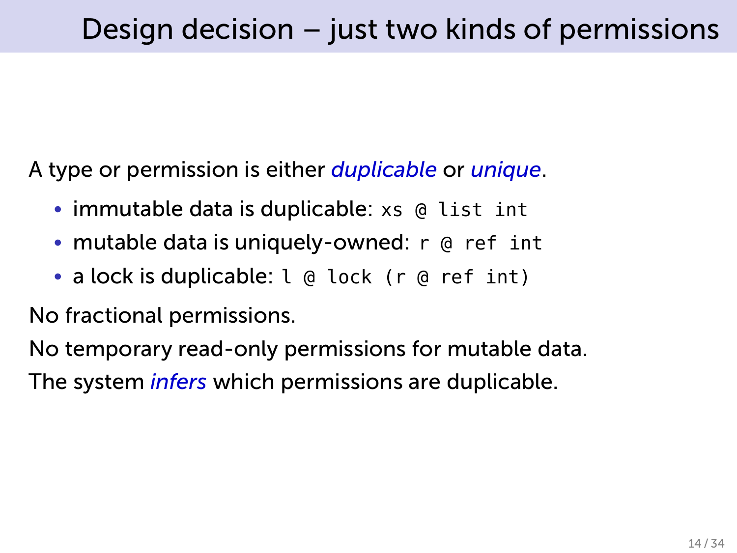# Design decision – just two kinds of permissions

A type or permission is either *duplicable* or *unique*.

- immutable data is duplicable: `xs @ list int`
- mutable data is uniquely-owned: `r @ ref int`
- a lock is duplicable: `l @ lock (r @ ref int)`

No fractional permissions.

No temporary read-only permissions for mutable data.

The system *infers* which permissions are duplicable.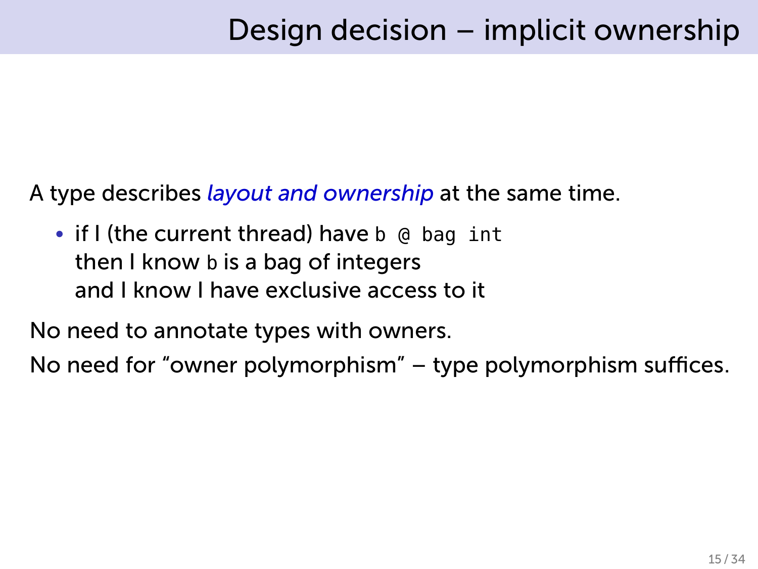# Design decision – implicit ownership

A type describes *layout and ownership* at the same time.

- if I (the current thread) have `b @ bag int`
  then I know `b` is a bag of integers
  and I know I have exclusive access to it

No need to annotate types with owners.

No need for "owner polymorphism" – type polymorphism suffices.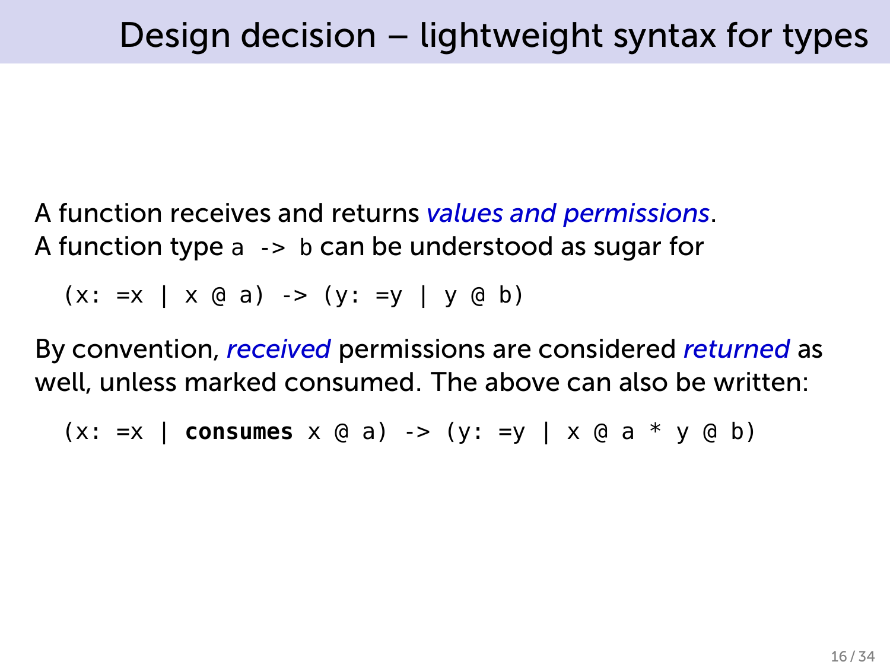# Design decision – lightweight syntax for types

A function receives and returns *values and permissions*.
A function type `a -> b` can be understood as sugar for

```
(x: =x | x @ a) -> (y: =y | y @ b)
```

By convention, *received* permissions are considered *returned* as well, unless marked consumed. The above can also be written:

```
(x: =x | consumes x @ a) -> (y: =y | x @ a * y @ b)
```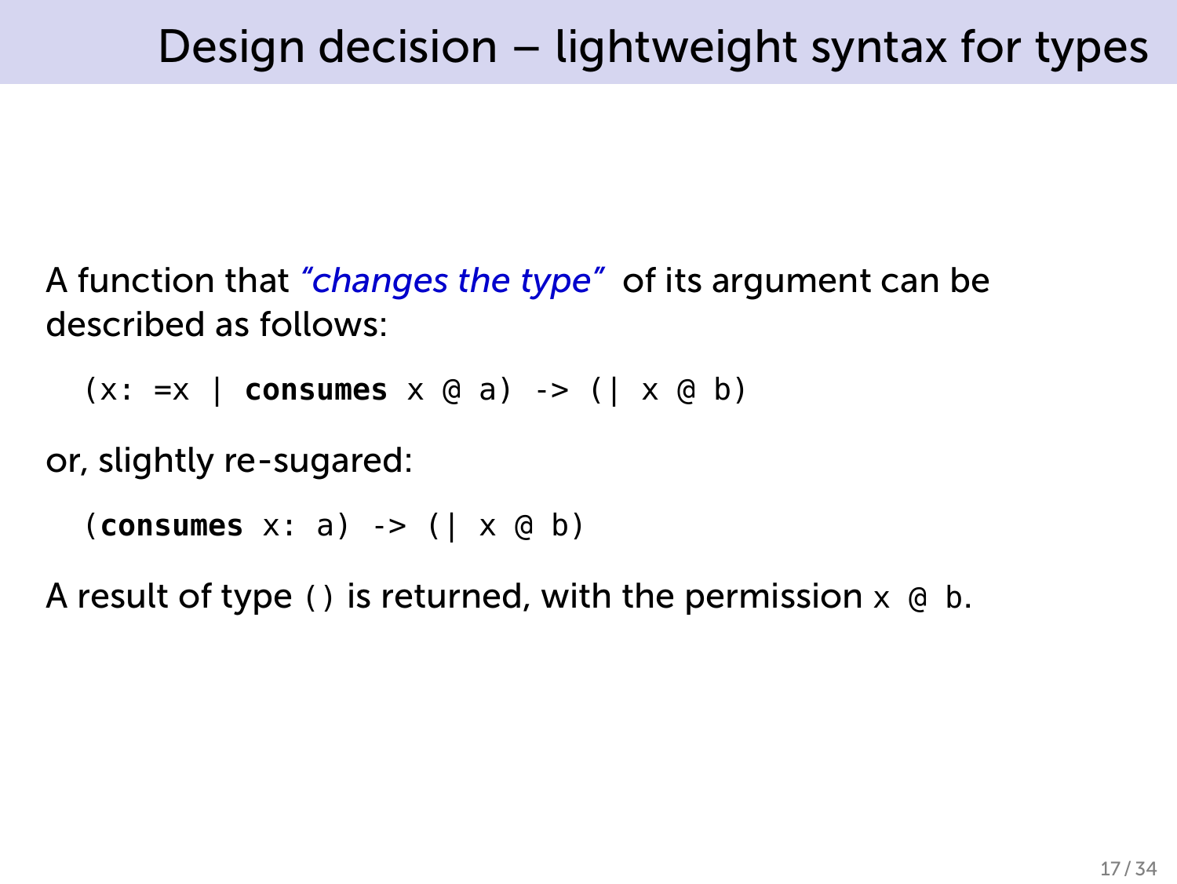# Design decision – lightweight syntax for types

A function that *"changes the type"* of its argument can be described as follows:

```
(x: =x | consumes x @ a) -> (| x @ b)
```

or, slightly re-sugared:

```
(consumes x: a) -> (| x @ b)
```

A result of type `()` is returned, with the permission `x @ b`.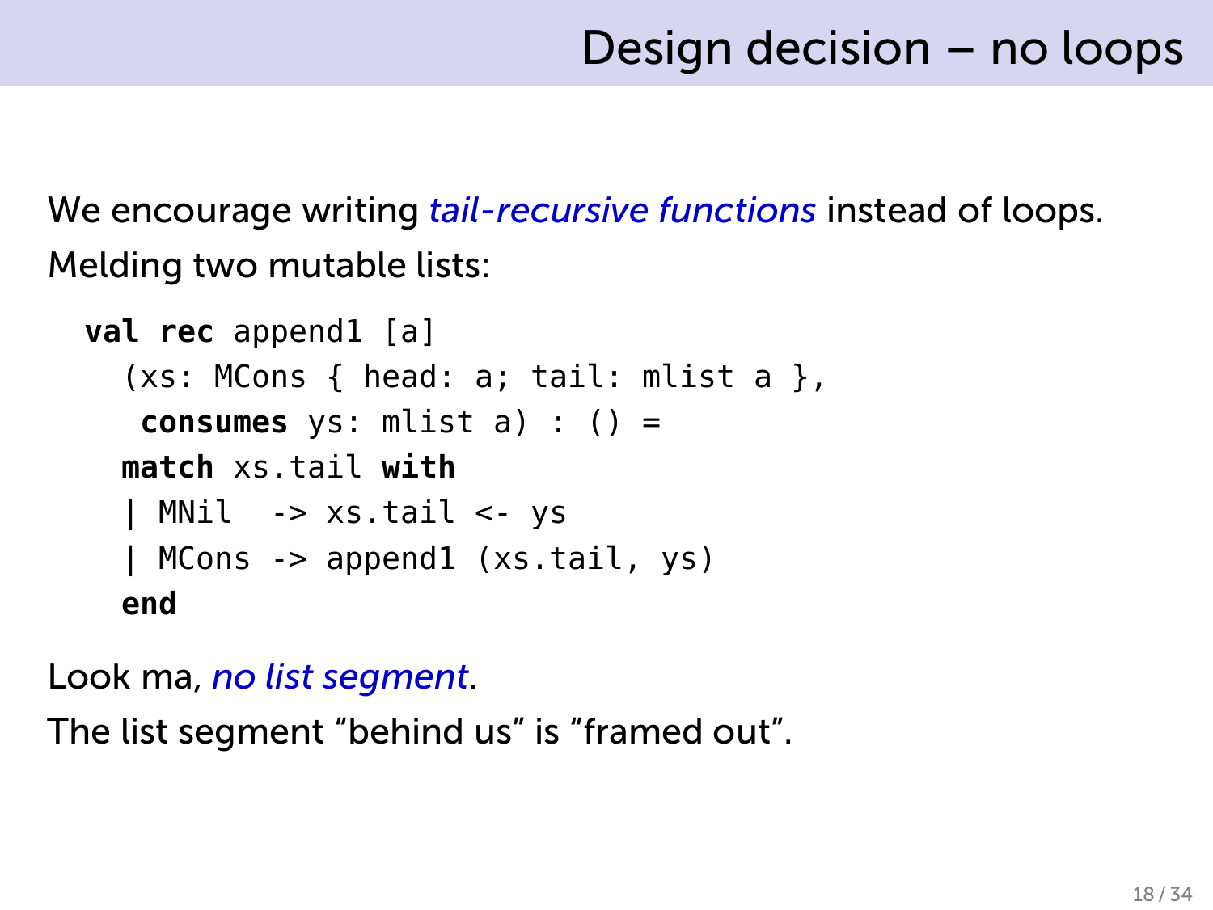# Design decision – no loops

We encourage writing *tail-recursive functions* instead of loops.

Melding two mutable lists:

```
val rec append1 [a]
  (xs: MCons { head: a; tail: mlist a },
   consumes ys: mlist a) : () =
  match xs.tail with
  | MNil  -> xs.tail <- ys
  | MCons -> append1 (xs.tail, ys)
  end
```

Look ma, *no list segment*.

The list segment “behind us” is “framed out”.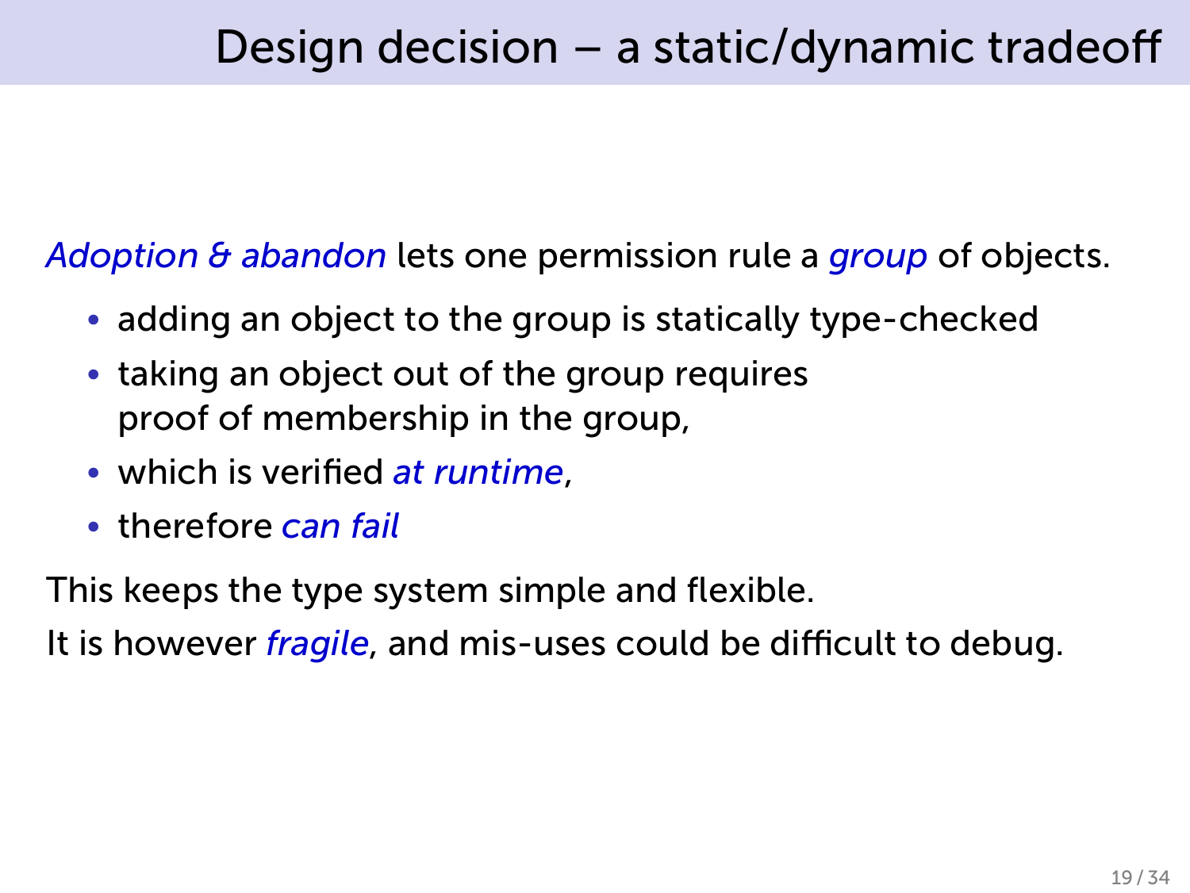# Design decision – a static/dynamic tradeoff

*Adoption & abandon* lets one permission rule a *group* of objects.

- adding an object to the group is statically type-checked
- taking an object out of the group requires proof of membership in the group,
- which is verified *at runtime*,
- therefore *can fail*

This keeps the type system simple and flexible.

It is however *fragile*, and mis-uses could be difficult to debug.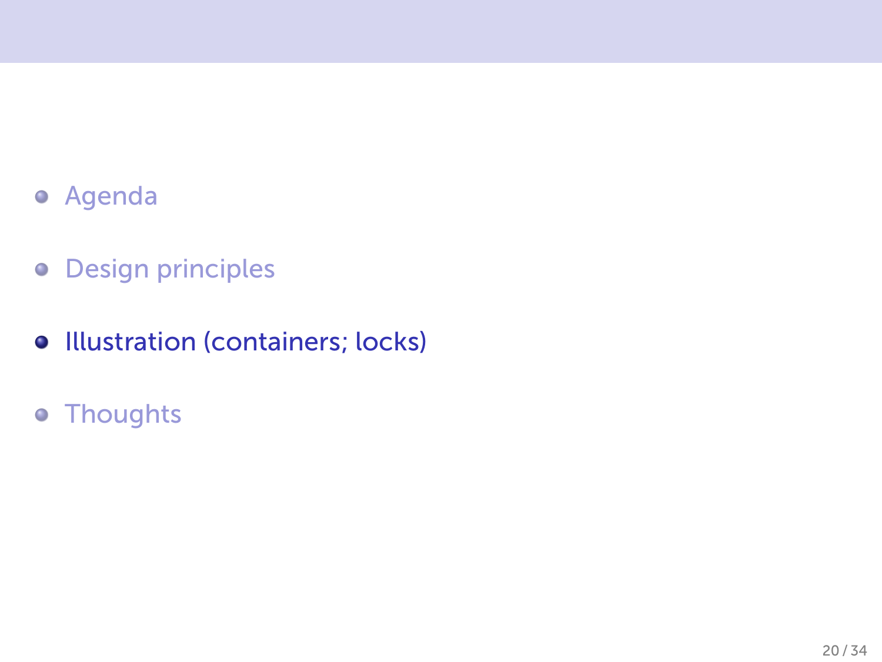- Agenda
- Design principles
- Illustration (containers; locks)
- Thoughts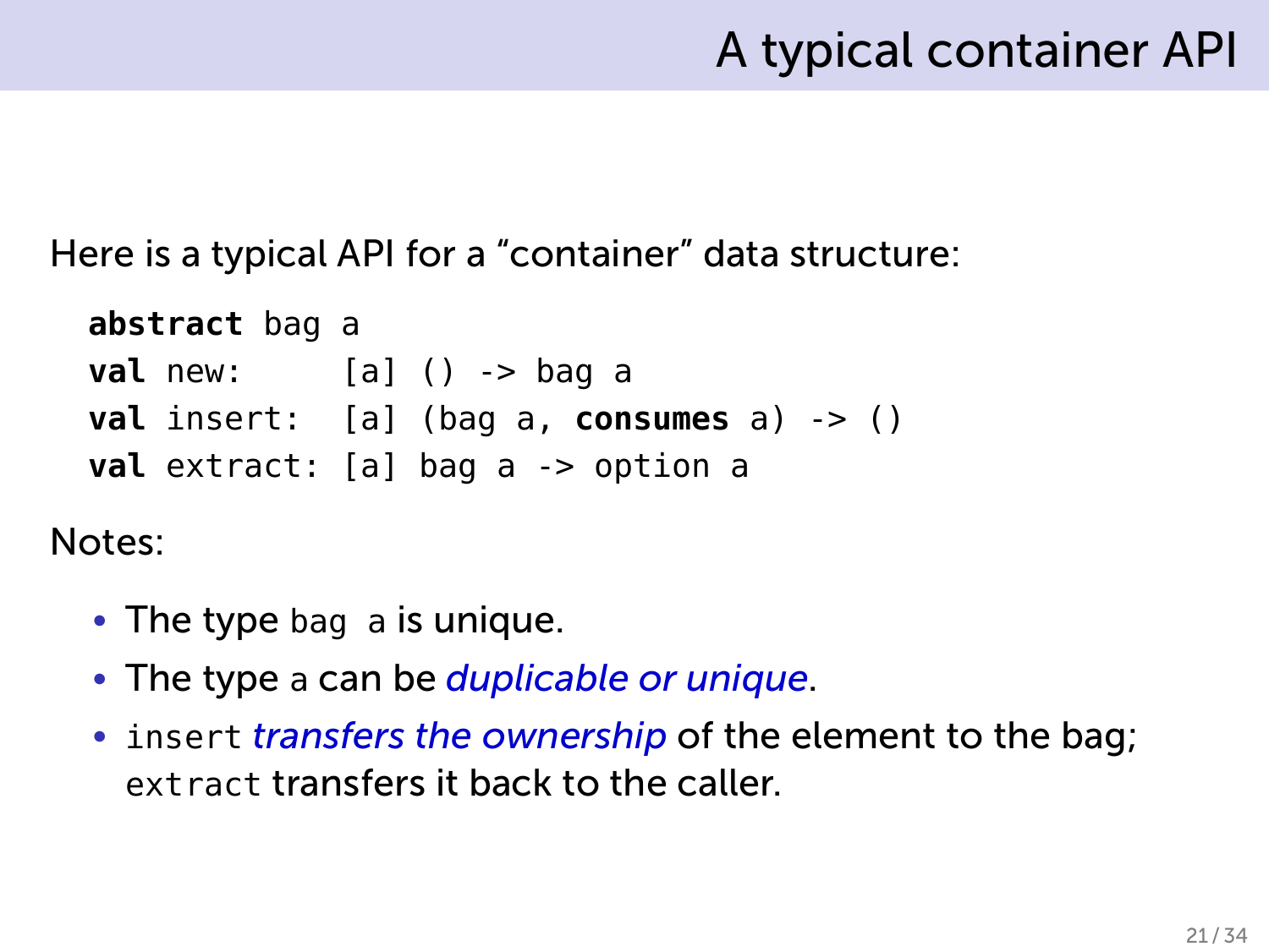# A typical container API

Here is a typical API for a "container" data structure:

```
abstract bag a
val new:     [a] () -> bag a
val insert:  [a] (bag a, consumes a) -> ()
val extract: [a] bag a -> option a
```

Notes:

- The type `bag a` is unique.
- The type `a` can be *duplicable or unique*.
- `insert` *transfers the ownership* of the element to the bag; `extract` transfers it back to the caller.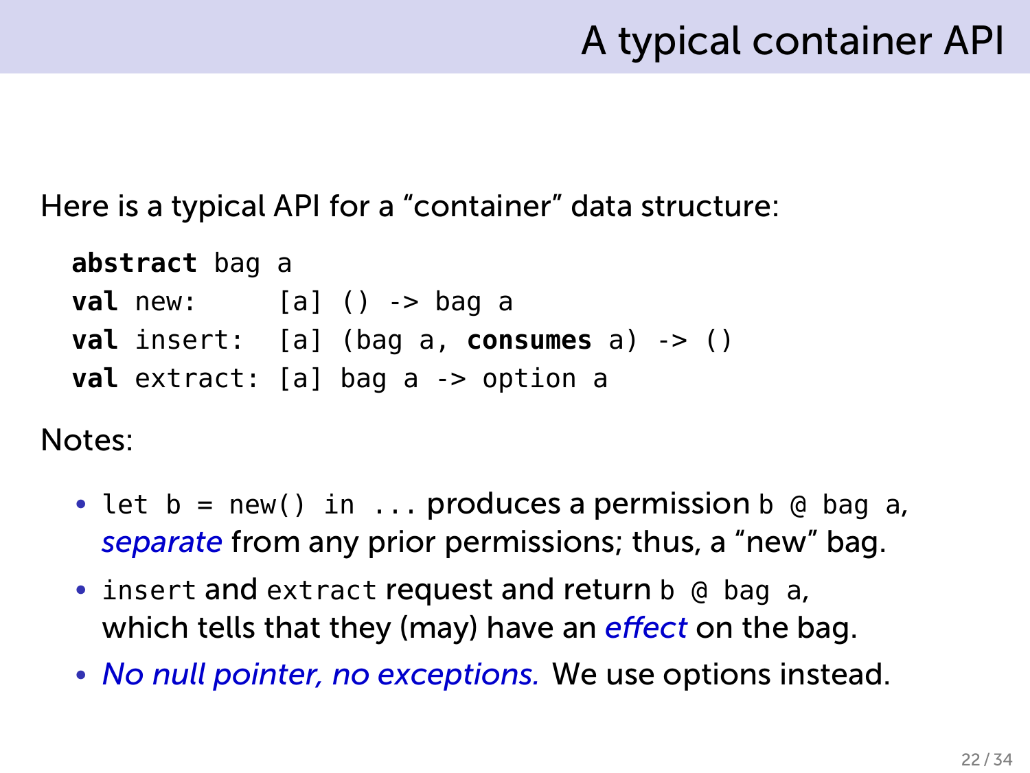# A typical container API

Here is a typical API for a "container" data structure:

```
abstract bag a
val new:     [a] () -> bag a
val insert:  [a] (bag a, consumes a) -> ()
val extract: [a] bag a -> option a
```

Notes:

- `let b = new() in ...` produces a permission `b @ bag a`, *separate* from any prior permissions; thus, a "new" bag.
- `insert` and `extract` request and return `b @ bag a`, which tells that they (may) have an *effect* on the bag.
- *No null pointer, no exceptions.* We use options instead.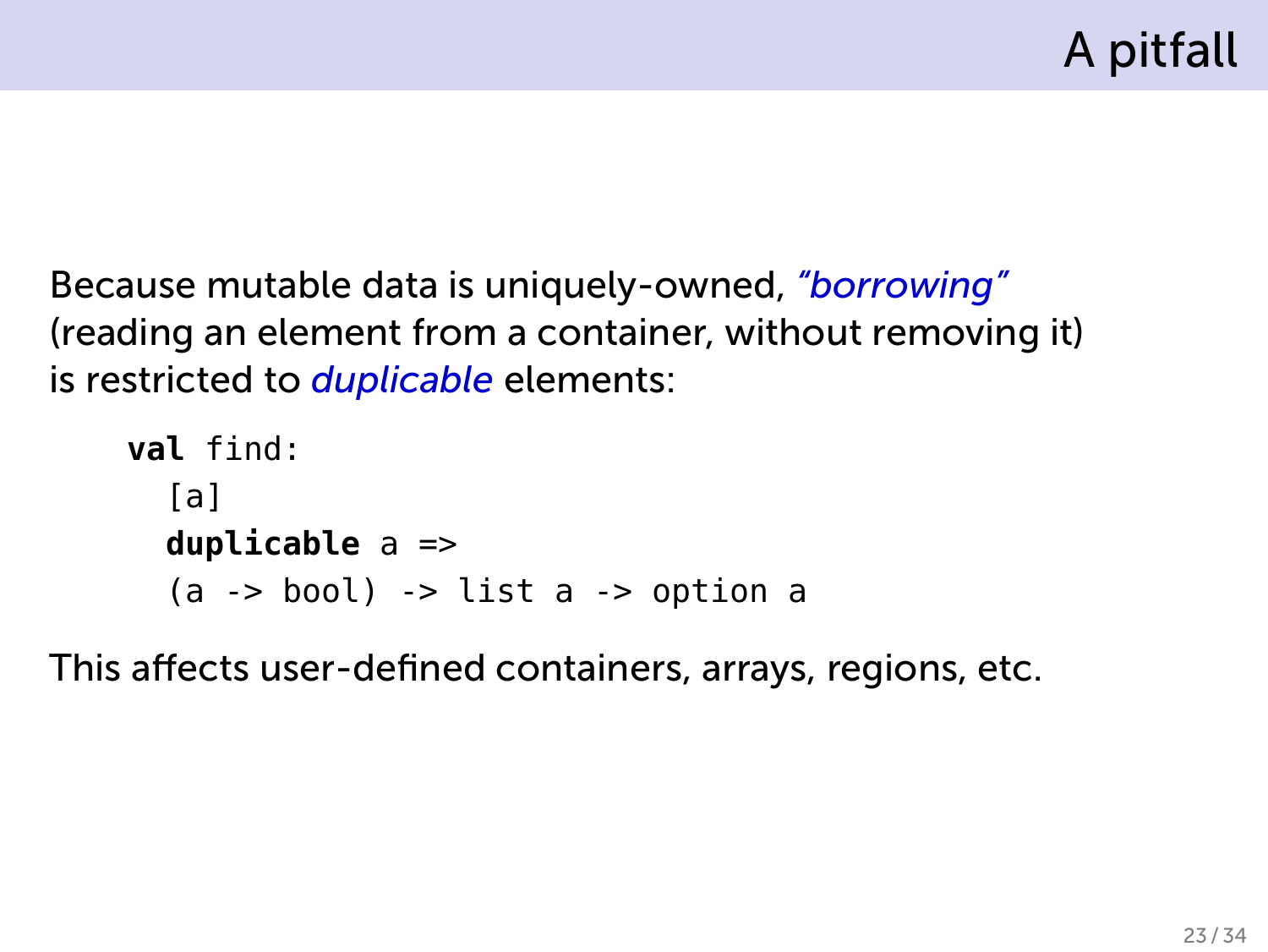# A pitfall

Because mutable data is uniquely-owned, *"borrowing"* (reading an element from a container, without removing it) is restricted to *duplicable* elements:

```
val find:
  [a]
  duplicable a =>
  (a -> bool) -> list a -> option a
```

This affects user-defined containers, arrays, regions, etc.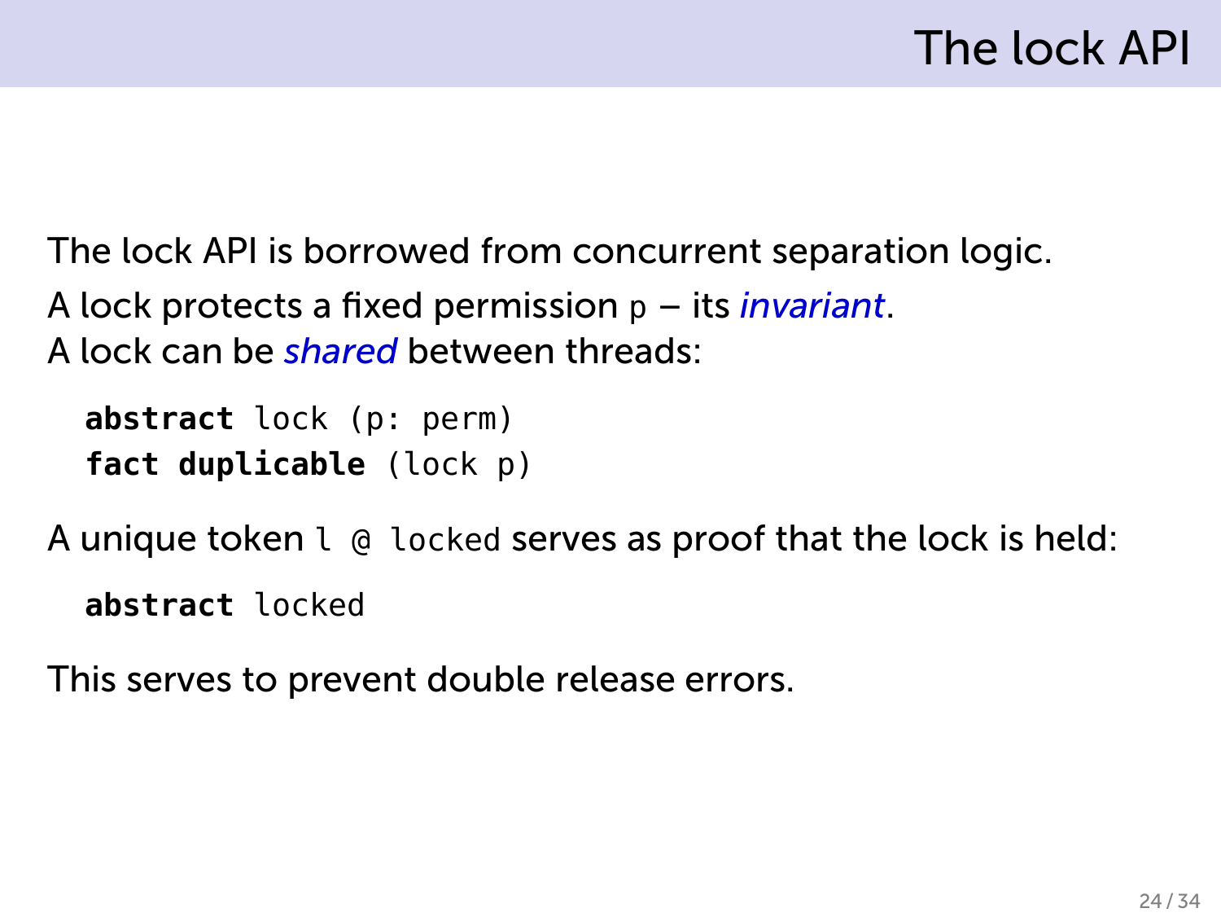# The lock API

The lock API is borrowed from concurrent separation logic.

A lock protects a fixed permission `p` – its *invariant*.
A lock can be *shared* between threads:

```
abstract lock (p: perm)
fact duplicable (lock p)
```

A unique token `l @ locked` serves as proof that the lock is held:

```
abstract locked
```

This serves to prevent double release errors.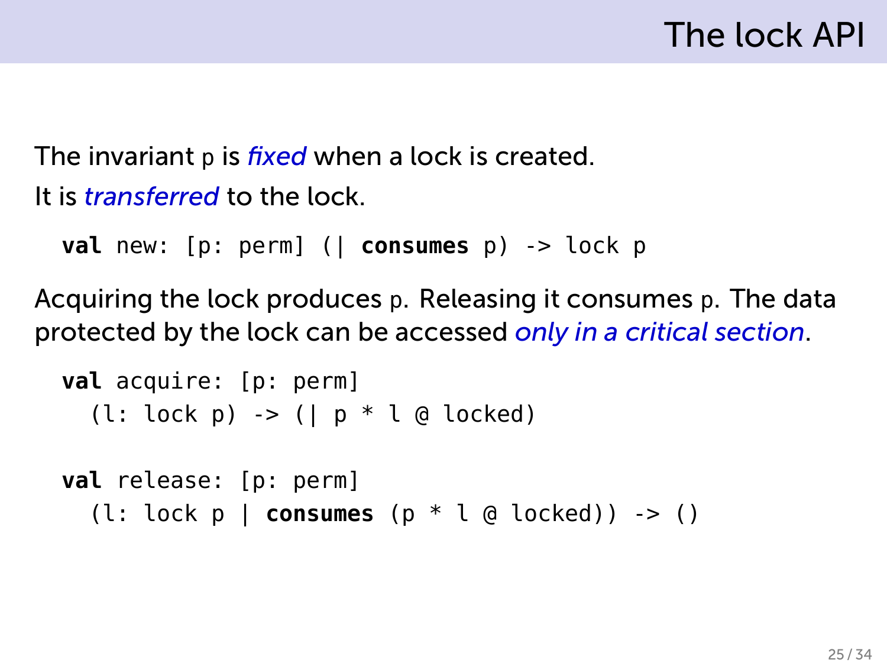# The lock API

The invariant `p` is *fixed* when a lock is created.

It is *transferred* to the lock.

```
val new: [p: perm] (| consumes p) -> lock p
```

Acquiring the lock produces `p`. Releasing it consumes `p`. The data protected by the lock can be accessed *only in a critical section*.

```
val acquire: [p: perm]
  (l: lock p) -> (| p * l @ locked)

val release: [p: perm]
  (l: lock p | consumes (p * l @ locked)) -> ()
```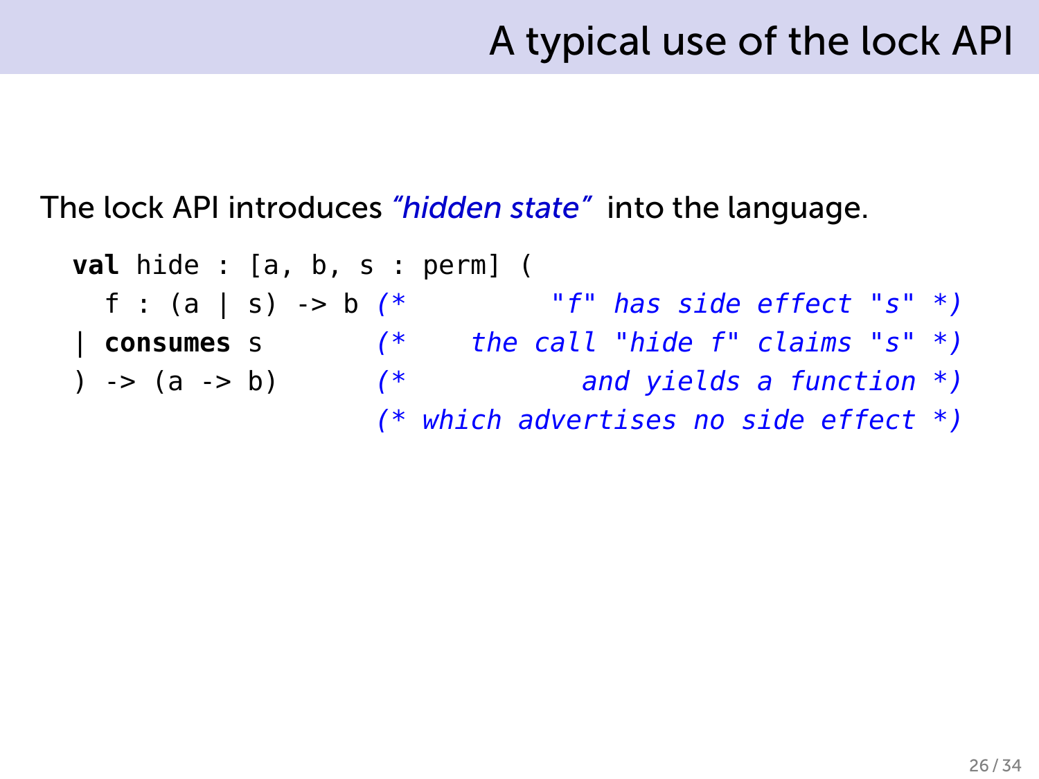# A typical use of the lock API

The lock API introduces *"hidden state"* into the language.

```
val hide : [a, b, s : perm] (
  f : (a | s) -> b (*        "f" has side effect "s" *)
| consumes s       (*    the call "hide f" claims "s" *)
) -> (a -> b)      (*            and yields a function *)
                   (* which advertises no side effect *)
```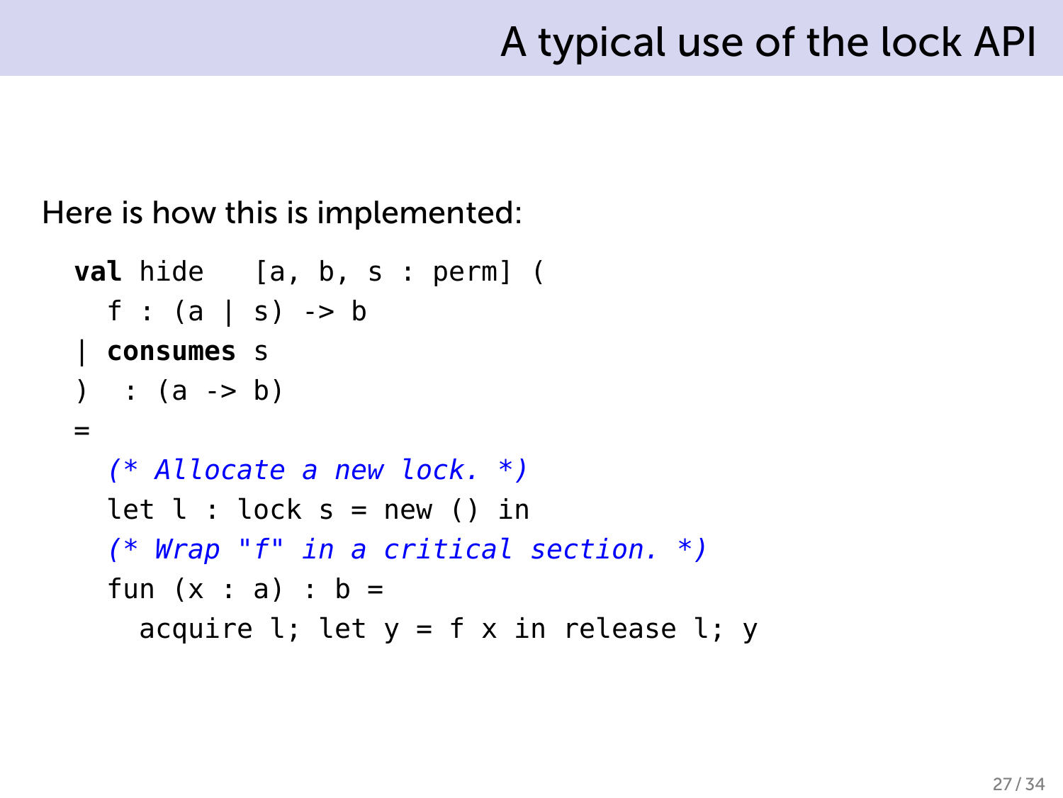# A typical use of the lock API

Here is how this is implemented:

```
val hide   [a, b, s : perm] (
  f : (a | s) -> b
| consumes s
)  : (a -> b)
=
  (* Allocate a new lock. *)
  let l : lock s = new () in
  (* Wrap "f" in a critical section. *)
  fun (x : a) : b =
    acquire l; let y = f x in release l; y
```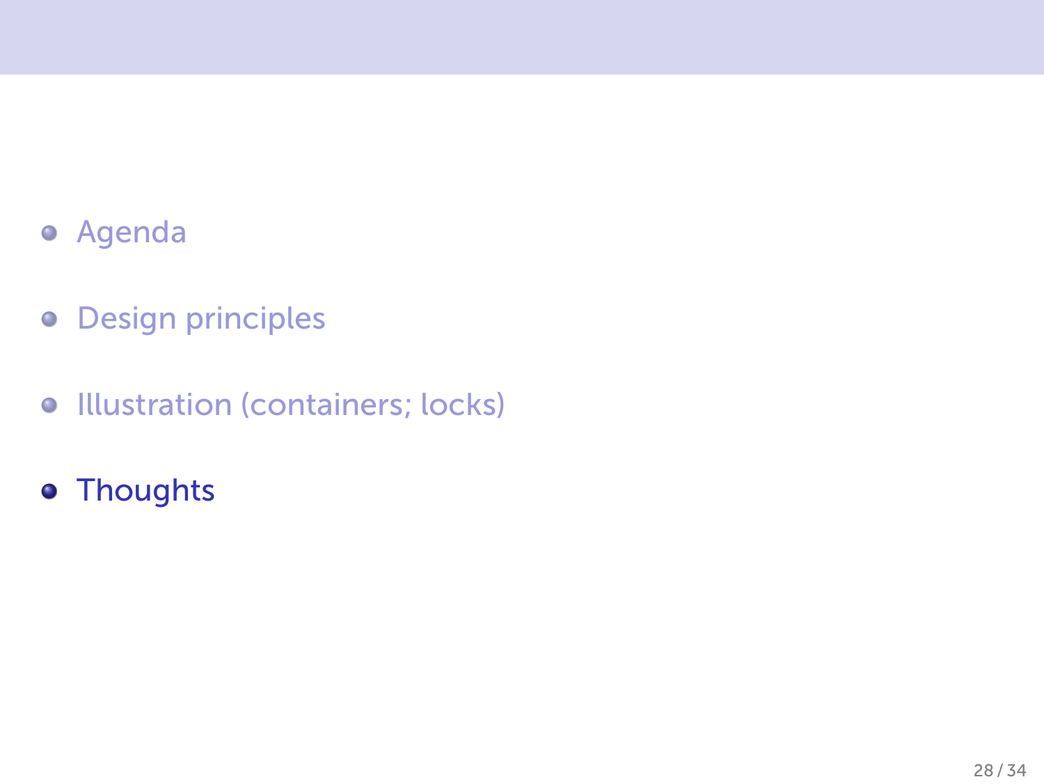- Agenda
- Design principles
- Illustration (containers; locks)
- **Thoughts**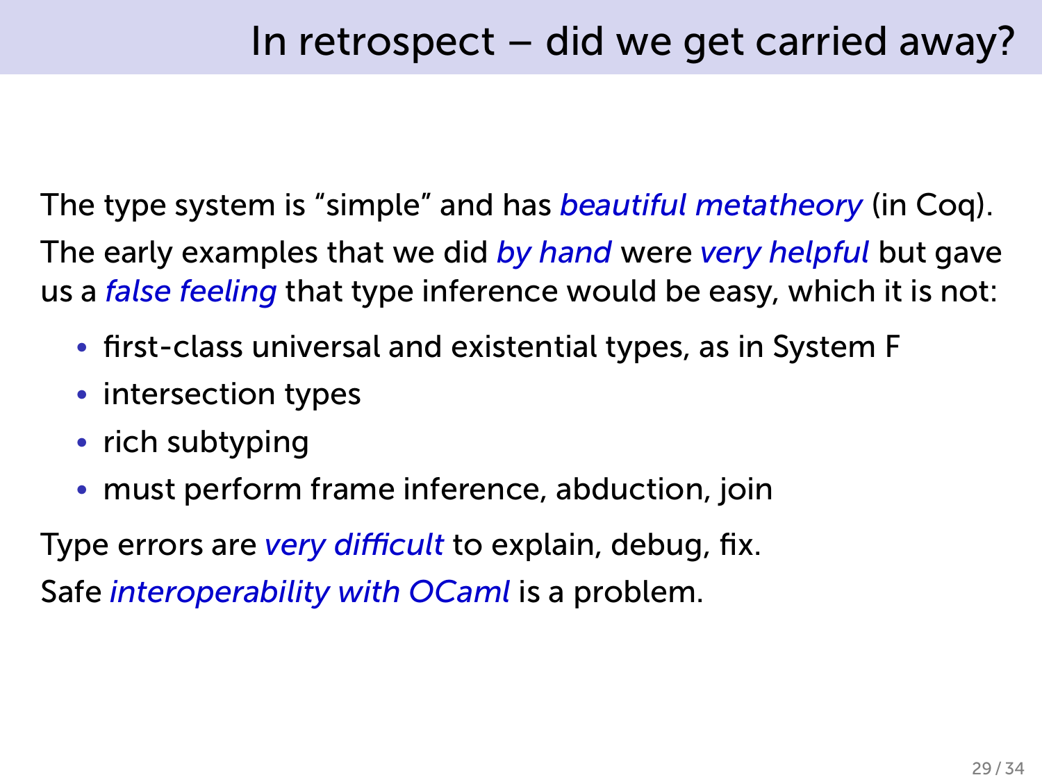# In retrospect – did we get carried away?

The type system is “simple” and has *beautiful metatheory* (in Coq).

The early examples that we did *by hand* were *very helpful* but gave us a *false feeling* that type inference would be easy, which it is not:

- first-class universal and existential types, as in System F
- intersection types
- rich subtyping
- must perform frame inference, abduction, join

Type errors are *very difficult* to explain, debug, fix.

Safe *interoperability with OCaml* is a problem.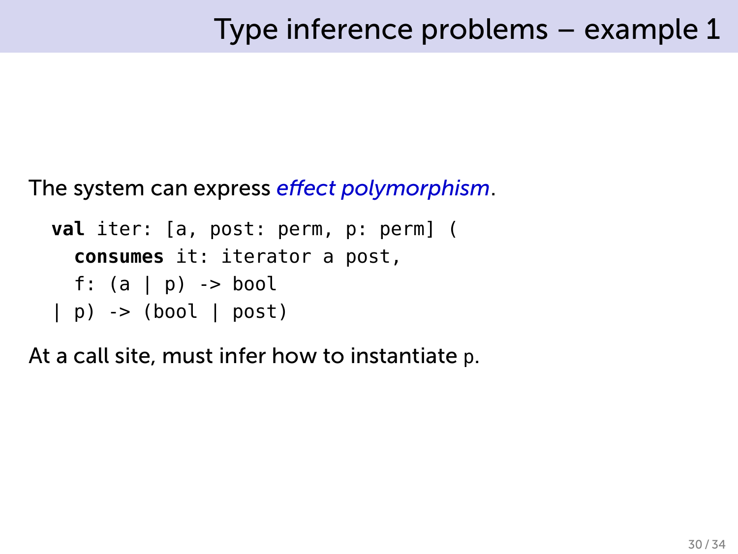# Type inference problems – example 1

The system can express *effect polymorphism*.

```
val iter: [a, post: perm, p: perm] (
  consumes it: iterator a post,
  f: (a | p) -> bool
| p) -> (bool | post)
```

At a call site, must infer how to instantiate `p`.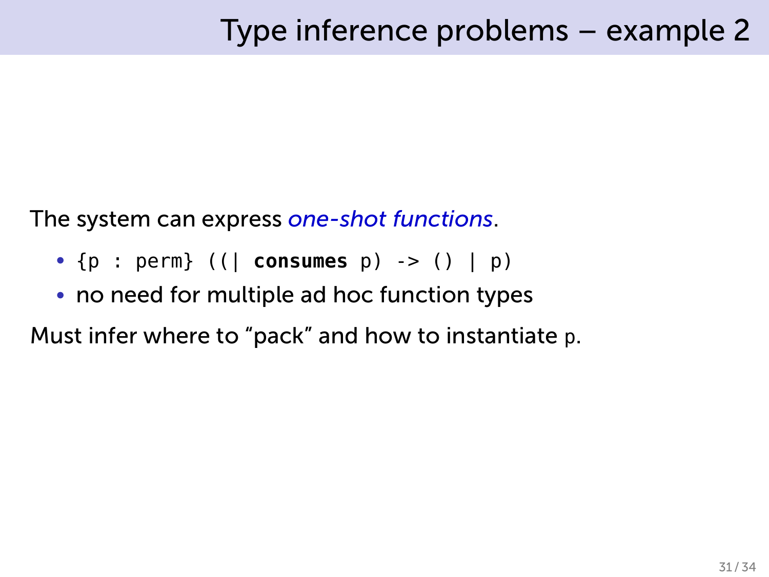# Type inference problems – example 2

The system can express *one-shot functions*.

- `{p : perm} ((| consumes p) -> () | p)`
- no need for multiple ad hoc function types

Must infer where to "pack" and how to instantiate `p`.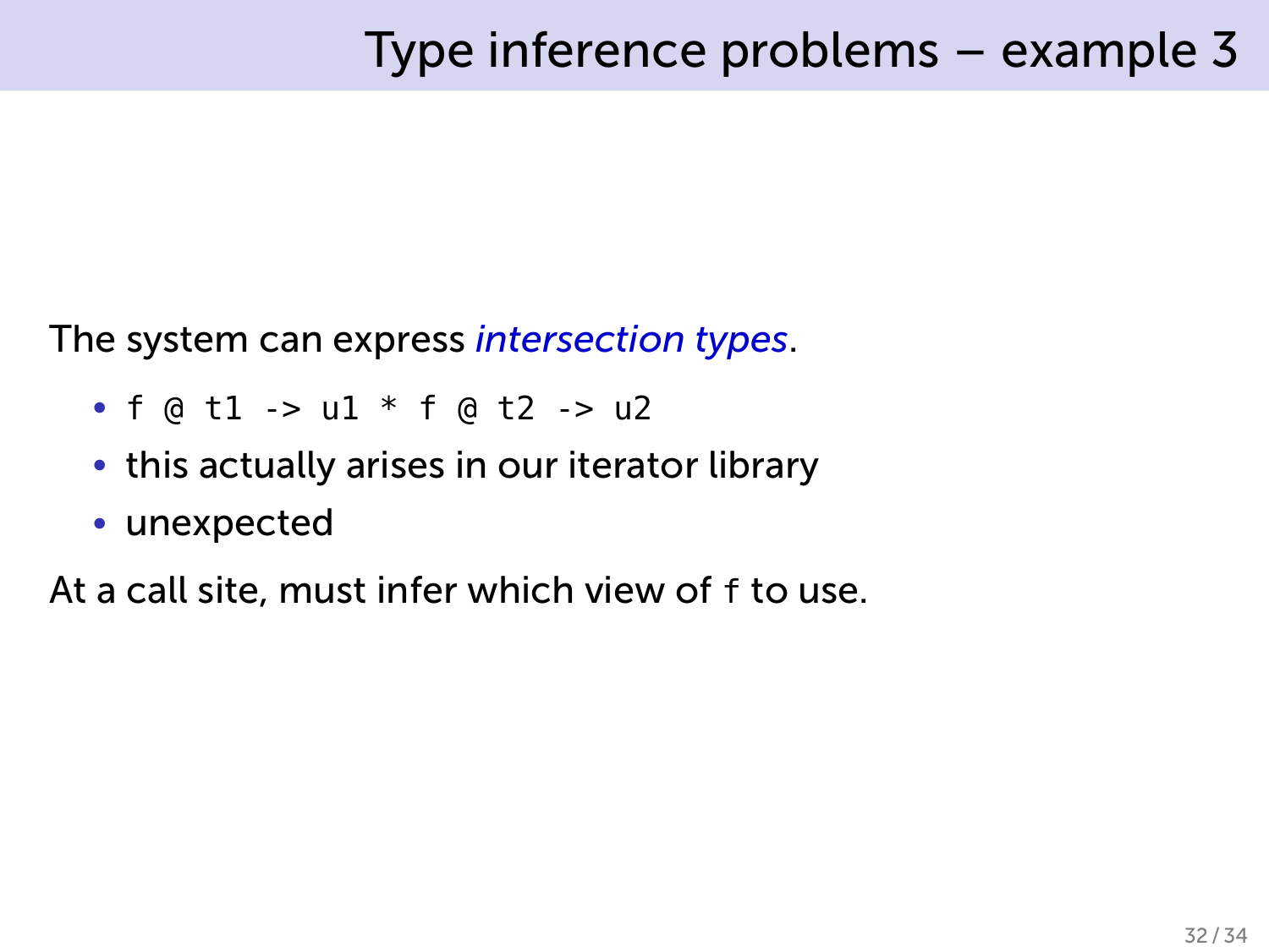# Type inference problems – example 3

The system can express *intersection types*.

- `f @ t1 -> u1 * f @ t2 -> u2`
- this actually arises in our iterator library
- unexpected

At a call site, must infer which view of `f` to use.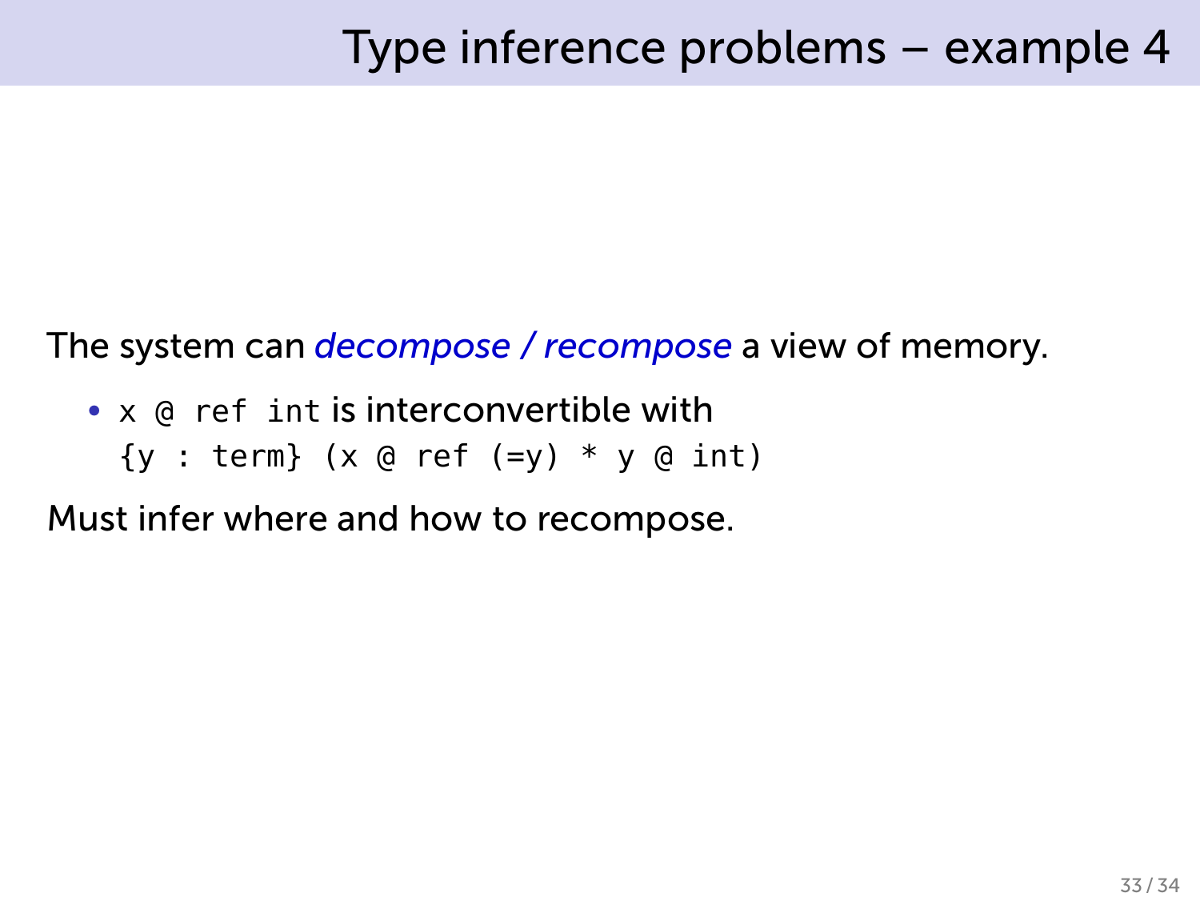# Type inference problems – example 4

The system can *decompose / recompose* a view of memory.

- `x @ ref int` is interconvertible with
  `{y : term} (x @ ref (=y) * y @ int)`

Must infer where and how to recompose.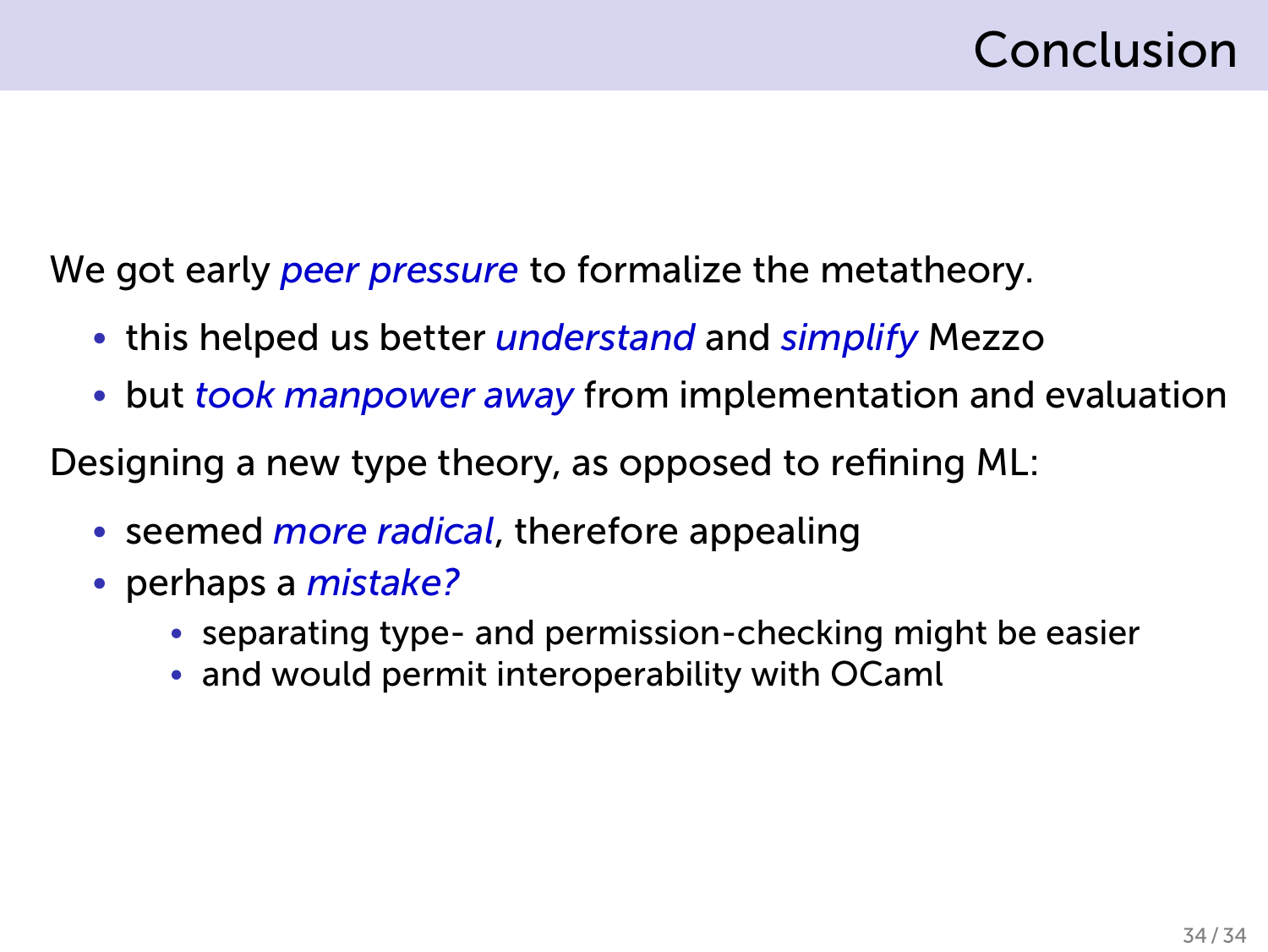# Conclusion

We got early *peer pressure* to formalize the metatheory.

- this helped us better *understand* and *simplify* Mezzo
- but *took manpower away* from implementation and evaluation

Designing a new type theory, as opposed to refining ML:

- seemed *more radical*, therefore appealing
- perhaps a *mistake?*
  - separating type- and permission-checking might be easier
  - and would permit interoperability with OCaml